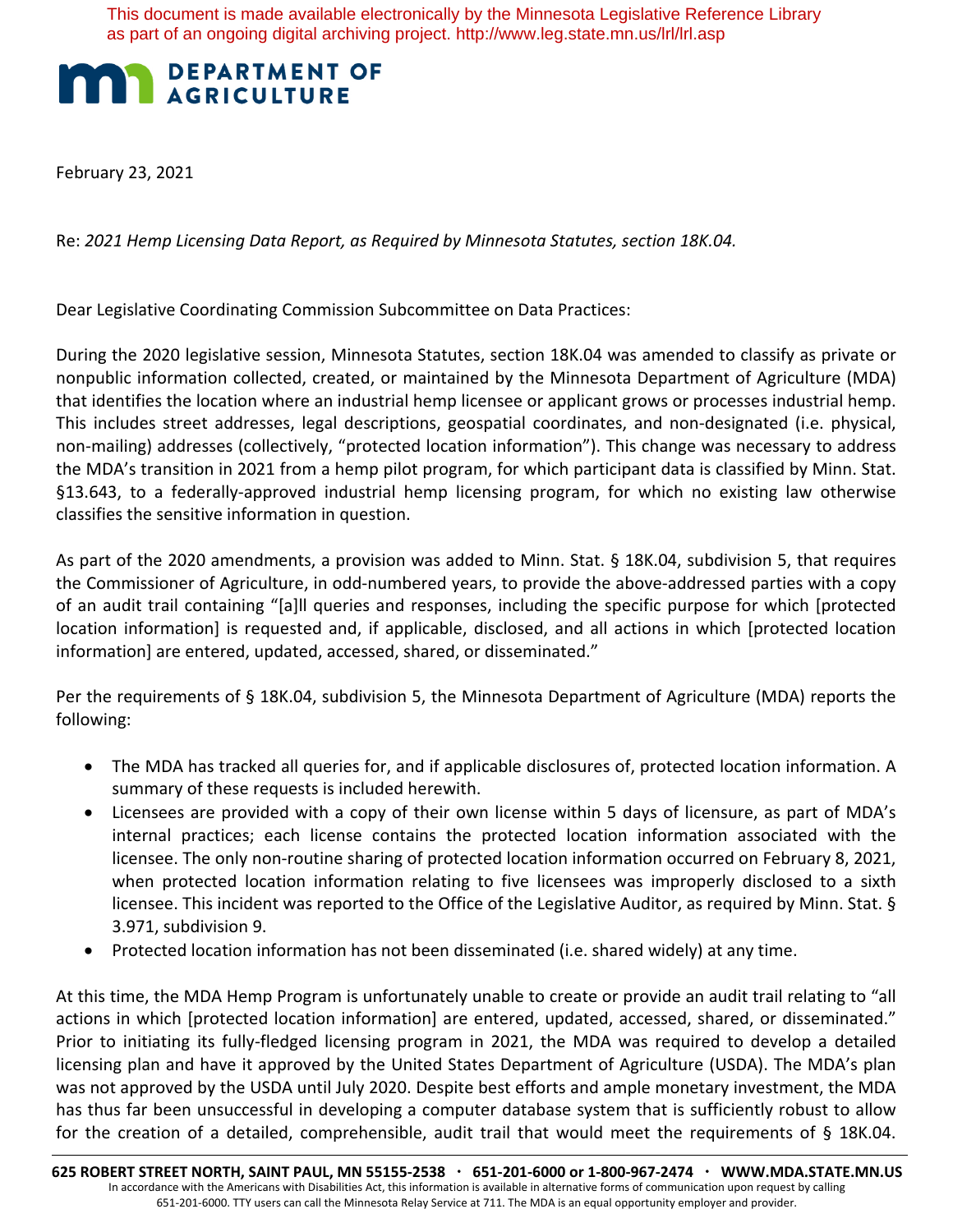This document is made available electronically by the Minnesota Legislative Reference Library as part of an ongoing digital archiving project. http://www.leg.state.mn.us/lrl/lrl.asp

**DEPARTMENT OF AGRICULTURE**

February 23, 2021

Re: *2021 Hemp Licensing Data Report, as Required by Minnesota Statutes, section 18K.04.*

Dear Legislative Coordinating Commission Subcommittee on Data Practices:

During the 2020 legislative session, Minnesota Statutes, section 18K.04 was amended to classify as private or nonpublic information collected, created, or maintained by the Minnesota Department of Agriculture (MDA) that identifies the location where an industrial hemp licensee or applicant grows or processes industrial hemp. This includes street addresses, legal descriptions, geospatial coordinates, and non-designated (i.e. physical, non-mailing) addresses (collectively, "protected location information"). This change was necessary to address the MDA's transition in 2021 from a hemp pilot program, for which participant data is classified by Minn. Stat. §13.643, to a federally-approved industrial hemp licensing program, for which no existing law otherwise classifies the sensitive information in question.

As part of the 2020 amendments, a provision was added to Minn. Stat. § 18K.04, subdivision 5, that requires the Commissioner of Agriculture, in odd-numbered years, to provide the above-addressed parties with a copy of an audit trail containing "[a]ll queries and responses, including the specific purpose for which [protected location information] is requested and, if applicable, disclosed, and all actions in which [protected location information] are entered, updated, accessed, shared, or disseminated."

Per the requirements of § 18K.04, subdivision 5, the Minnesota Department of Agriculture (MDA) reports the following:

- The MDA has tracked all queries for, and if applicable disclosures of, protected location information. A summary of these requests is included herewith.
- Licensees are provided with a copy of their own license within 5 days of licensure, as part of MDA's internal practices; each license contains the protected location information associated with the licensee. The only non-routine sharing of protected location information occurred on February 8, 2021, when protected location information relating to five licensees was improperly disclosed to a sixth licensee. This incident was reported to the Office of the Legislative Auditor, as required by Minn. Stat. § 3.971, subdivision 9.
- Protected location information has not been disseminated (i.e. shared widely) at any time.

At this time, the MDA Hemp Program is unfortunately unable to create or provide an audit trail relating to "all actions in which [protected location information] are entered, updated, accessed, shared, or disseminated." Prior to initiating its fully-fledged licensing program in 2021, the MDA was required to develop a detailed licensing plan and have it approved by the United States Department of Agriculture (USDA). The MDA's plan was not approved by the USDA until July 2020. Despite best efforts and ample monetary investment, the MDA has thus far been unsuccessful in developing a computer database system that is sufficiently robust to allow for the creation of a detailed, comprehensible, audit trail that would meet the requirements of § 18K.04.

**625 ROBERT STREET NORTH, SAINT PAUL, MN 55155-2538 · 651-201-6000 or 1-800-967-2474 · WWW.MDA.STATE.MN.US**

In accordance with the Americans with Disabilities Act, this information is available in alternative forms of communication upon request by calling 651-201-6000. TTY users can call the Minnesota Relay Service at 711. The MDA is an equal opportunity employer and provider.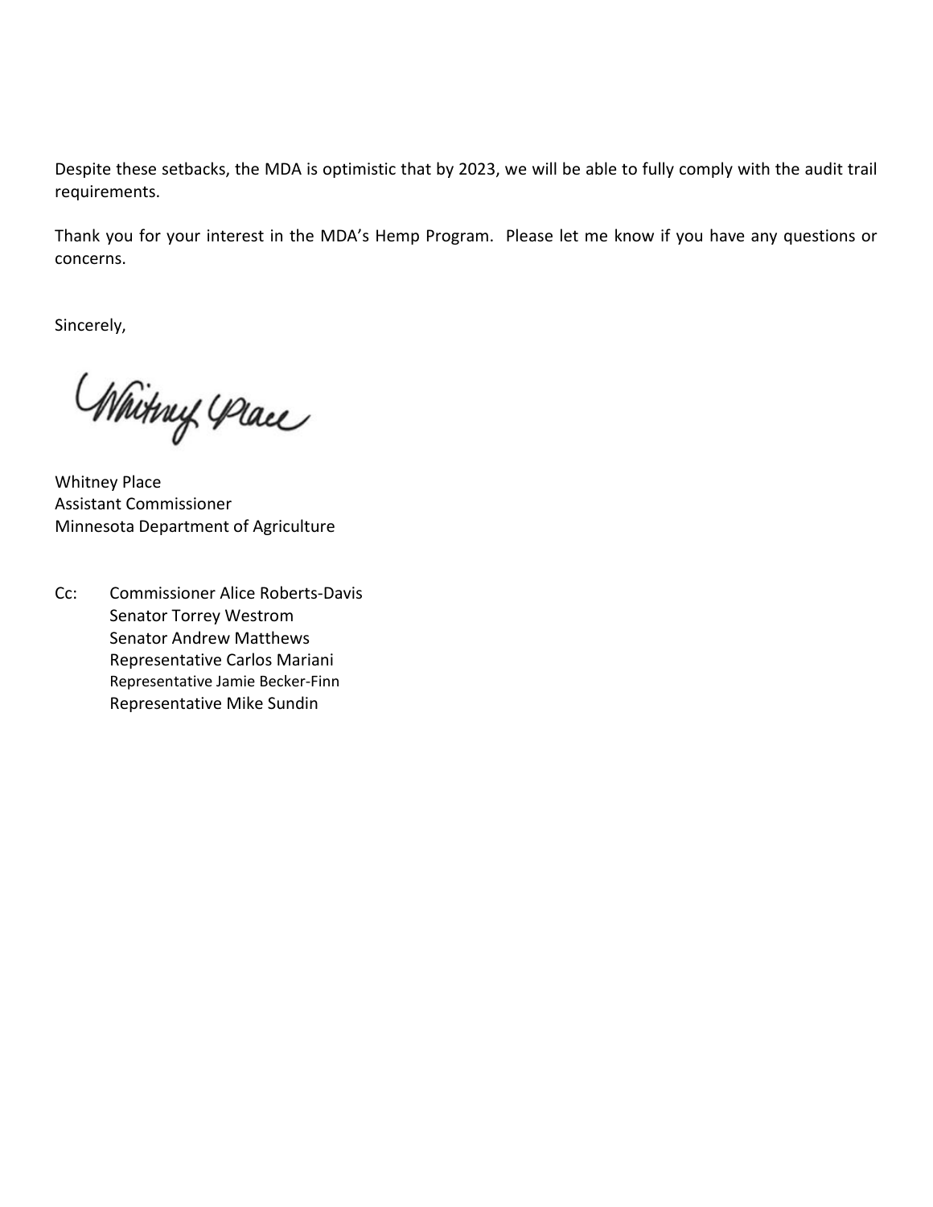Despite these setbacks, the MDA is optimistic that by 2023, we will be able to fully comply with the audit trail requirements.

Thank you for your interest in the MDA's Hemp Program. Please let me know if you have any questions or concerns.

Sincerely,

Whitney Place
Assistant Commissioner
Minnesota Department of Agriculture

Cc: Commissioner Alice Roberts-Davis
Senator Torrey Westrom
Senator Andrew Matthews
Representative Carlos Mariani
Representative Jamie Becker-Finn
Representative Mike Sundin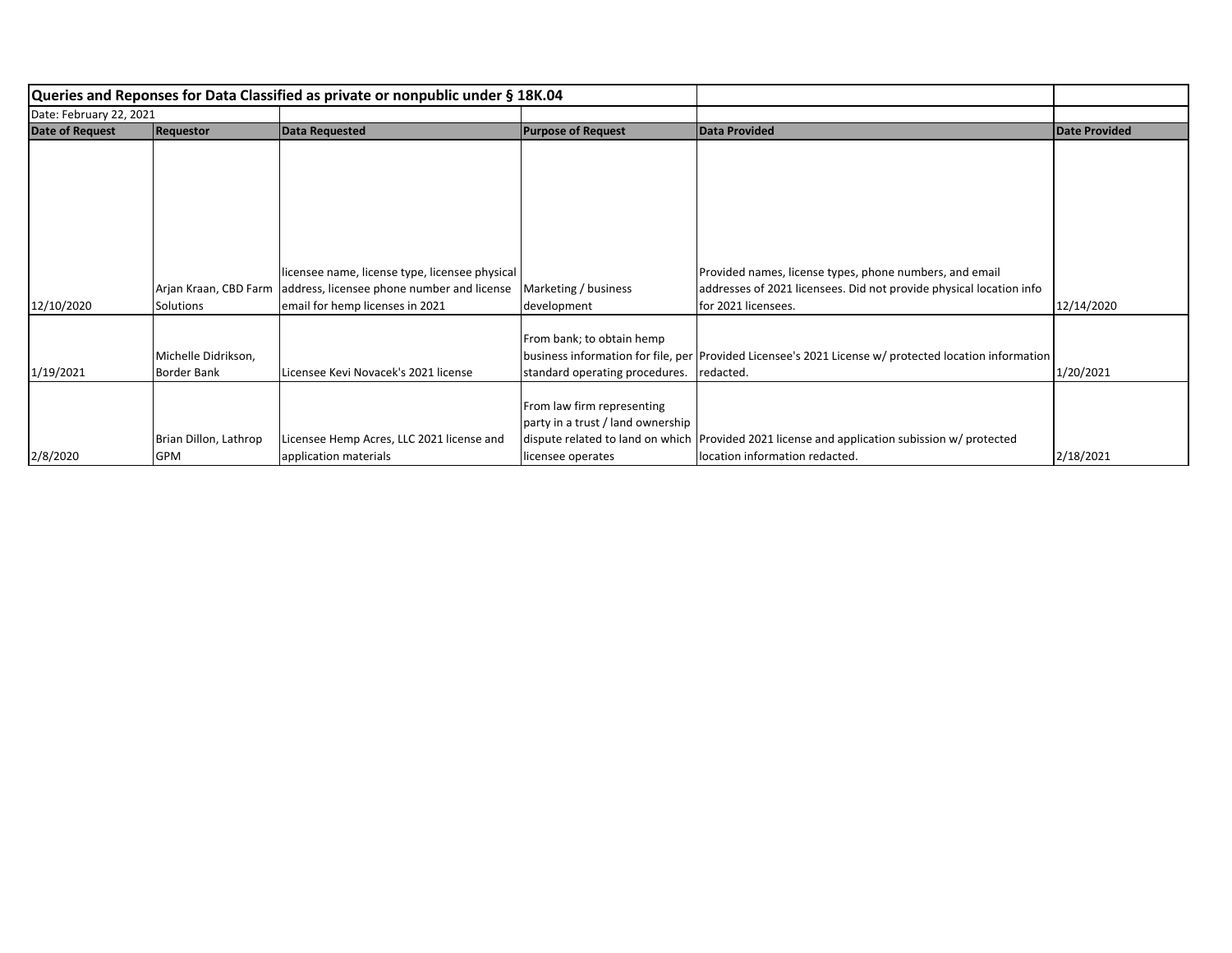**Queries and Reponses for Data Classified as private or nonpublic under § 18K.04**

Date: February 22, 2021

| Date of Request | Requestor | Data Requested | Purpose of Request | Data Provided | Date Provided |
|---|---|---|---|---|---|
| 12/10/2020 | Arjan Kraan, CBD Farm Solutions | licensee name, license type, licensee physical address, licensee phone number and license email for hemp licenses in 2021 | Marketing / business development | Provided names, license types, phone numbers, and email addresses of 2021 licensees. Did not provide physical location info for 2021 licensees. | 12/14/2020 |
| 1/19/2021 | Michelle Didrikson, Border Bank | Licensee Kevi Novacek's 2021 license | From bank; to obtain hemp business information for file, per standard operating procedures. | Provided Licensee's 2021 License w/ protected location information redacted. | 1/20/2021 |
| 2/8/2020 | Brian Dillon, Lathrop GPM | Licensee Hemp Acres, LLC 2021 license and application materials | From law firm representing party in a trust / land ownership dispute related to land on which licensee operates | Provided 2021 license and application subission w/ protected location information redacted. | 2/18/2021 |